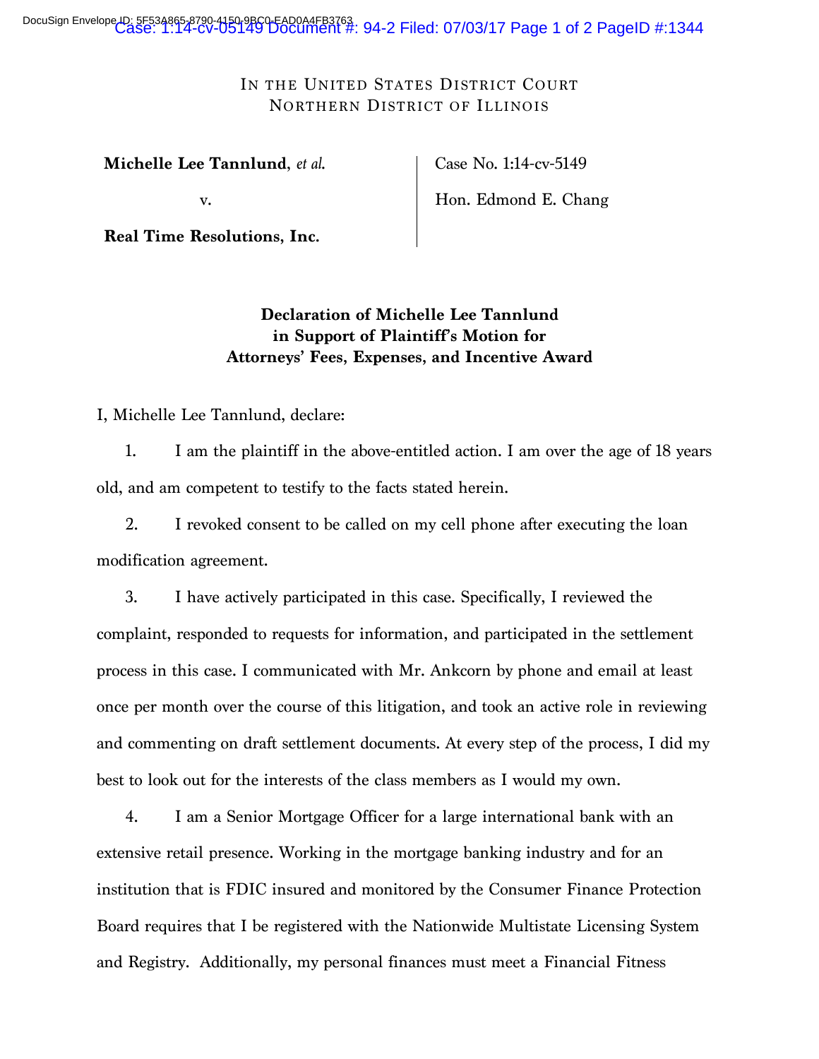IN THE UNITED STATES DISTRICT COURT
NORTHERN DISTRICT OF ILLINOIS

**Michelle Lee Tannlund**, *et al.*

v.

**Real Time Resolutions, Inc.**

Case No. 1:14-cv-5149

Hon. Edmond E. Chang

**Declaration of Michelle Lee Tannlund in Support of Plaintiff's Motion for Attorneys' Fees, Expenses, and Incentive Award**

I, Michelle Lee Tannlund, declare:

1. I am the plaintiff in the above-entitled action. I am over the age of 18 years old, and am competent to testify to the facts stated herein.

2. I revoked consent to be called on my cell phone after executing the loan modification agreement.

3. I have actively participated in this case. Specifically, I reviewed the complaint, responded to requests for information, and participated in the settlement process in this case. I communicated with Mr. Ankcorn by phone and email at least once per month over the course of this litigation, and took an active role in reviewing and commenting on draft settlement documents. At every step of the process, I did my best to look out for the interests of the class members as I would my own.

4. I am a Senior Mortgage Officer for a large international bank with an extensive retail presence. Working in the mortgage banking industry and for an institution that is FDIC insured and monitored by the Consumer Finance Protection Board requires that I be registered with the Nationwide Multistate Licensing System and Registry. Additionally, my personal finances must meet a Financial Fitness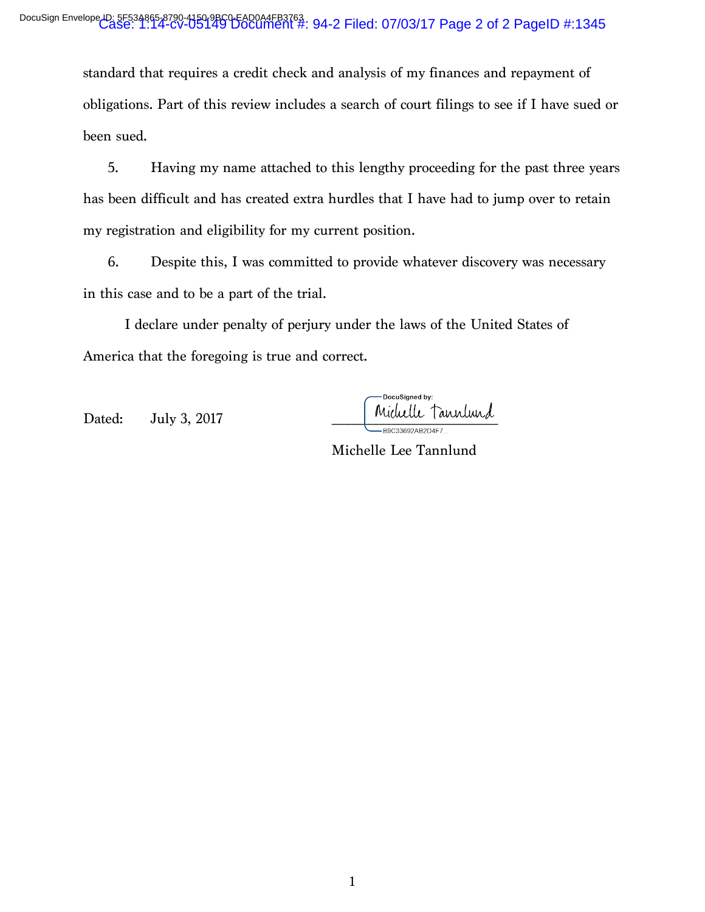standard that requires a credit check and analysis of my finances and repayment of obligations. Part of this review includes a search of court filings to see if I have sued or been sued.

5. Having my name attached to this lengthy proceeding for the past three years has been difficult and has created extra hurdles that I have had to jump over to retain my registration and eligibility for my current position.

6. Despite this, I was committed to provide whatever discovery was necessary in this case and to be a part of the trial.

I declare under penalty of perjury under the laws of the United States of America that the foregoing is true and correct.

Dated: July 3, 2017

DocuSigned by:
Michelle Tannlund
B9C33692AB2D4F7...

Michelle Lee Tannlund